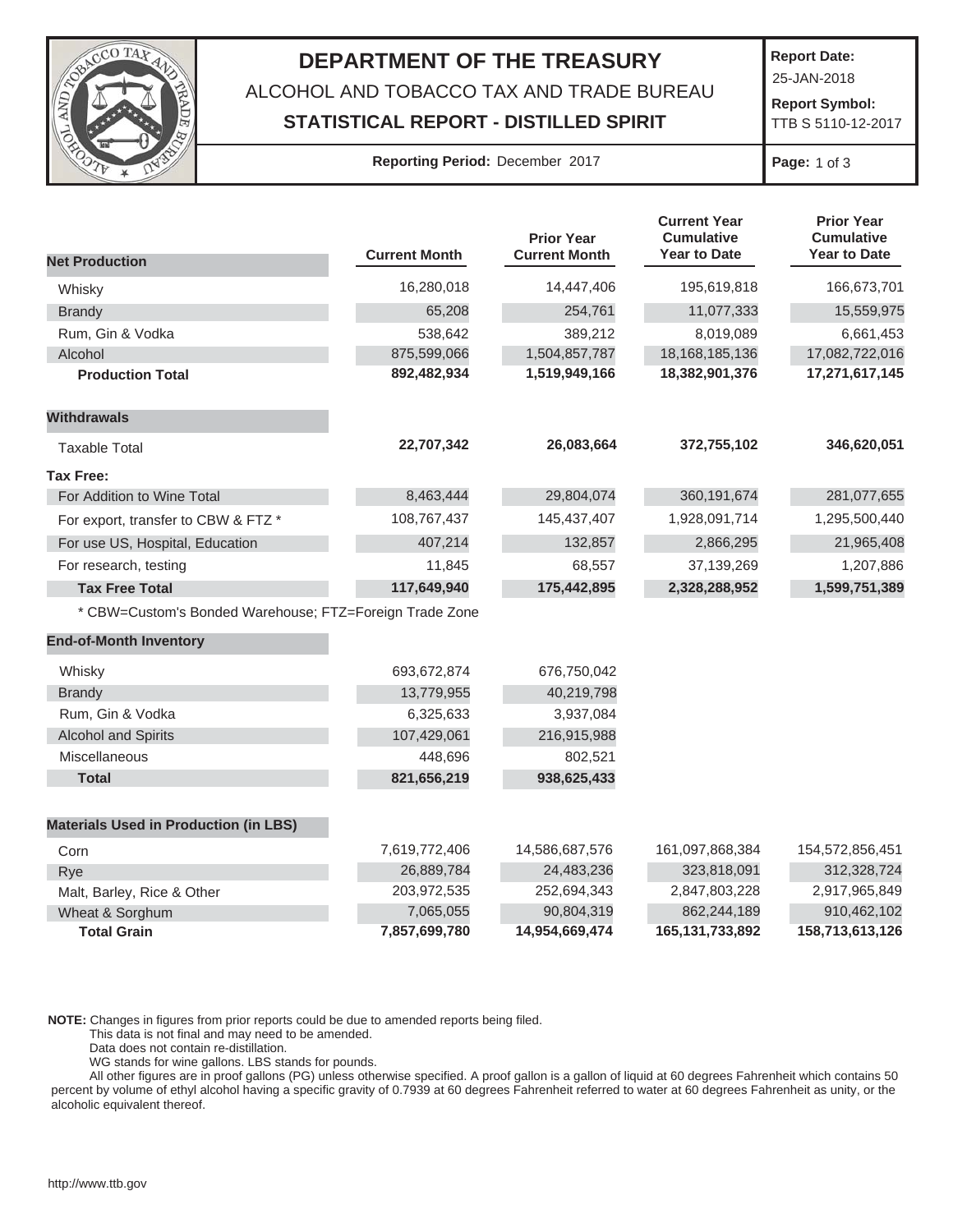# DEPARTMENT OF THE TREASURY

ALCOHOL AND TOBACCO TAX AND TRADE BUREAU

**STATISTICAL REPORT - DISTILLED SPIRIT**

**Report Date:** 25-JAN-2018

**Report Symbol:** TTB S 5110-12-2017

**Reporting Period:** December 2017

| | Current Month | Prior Year Current Month | Current Year Cumulative Year to Date | Prior Year Cumulative Year to Date |
|---|---|---|---|---|
| **Net Production** | | | | |
| Whisky | 16,280,018 | 14,447,406 | 195,619,818 | 166,673,701 |
| Brandy | 65,208 | 254,761 | 11,077,333 | 15,559,975 |
| Rum, Gin & Vodka | 538,642 | 389,212 | 8,019,089 | 6,661,453 |
| Alcohol | 875,599,066 | 1,504,857,787 | 18,168,185,136 | 17,082,722,016 |
| **Production Total** | **892,482,934** | **1,519,949,166** | **18,382,901,376** | **17,271,617,145** |
| **Withdrawals** | | | | |
| Taxable Total | **22,707,342** | **26,083,664** | **372,755,102** | **346,620,051** |
| **Tax Free:** | | | | |
| For Addition to Wine Total | 8,463,444 | 29,804,074 | 360,191,674 | 281,077,655 |
| For export, transfer to CBW & FTZ * | 108,767,437 | 145,437,407 | 1,928,091,714 | 1,295,500,440 |
| For use US, Hospital, Education | 407,214 | 132,857 | 2,866,295 | 21,965,408 |
| For research, testing | 11,845 | 68,557 | 37,139,269 | 1,207,886 |
| **Tax Free Total** | **117,649,940** | **175,442,895** | **2,328,288,952** | **1,599,751,389** |

* CBW=Custom's Bonded Warehouse; FTZ=Foreign Trade Zone

| **End-of-Month Inventory** | Current Month | Prior Year Current Month |
|---|---|---|
| Whisky | 693,672,874 | 676,750,042 |
| Brandy | 13,779,955 | 40,219,798 |
| Rum, Gin & Vodka | 6,325,633 | 3,937,084 |
| Alcohol and Spirits | 107,429,061 | 216,915,988 |
| Miscellaneous | 448,696 | 802,521 |
| **Total** | **821,656,219** | **938,625,433** |

| **Materials Used in Production (in LBS)** | Current Month | Prior Year Current Month | Current Year Cumulative Year to Date | Prior Year Cumulative Year to Date |
|---|---|---|---|---|
| Corn | 7,619,772,406 | 14,586,687,576 | 161,097,868,384 | 154,572,856,451 |
| Rye | 26,889,784 | 24,483,236 | 323,818,091 | 312,328,724 |
| Malt, Barley, Rice & Other | 203,972,535 | 252,694,343 | 2,847,803,228 | 2,917,965,849 |
| Wheat & Sorghum | 7,065,055 | 90,804,319 | 862,244,189 | 910,462,102 |
| **Total Grain** | **7,857,699,780** | **14,954,669,474** | **165,131,733,892** | **158,713,613,126** |

**NOTE:** Changes in figures from prior reports could be due to amended reports being filed.
This data is not final and may need to be amended.
Data does not contain re-distillation.
WG stands for wine gallons. LBS stands for pounds.
All other figures are in proof gallons (PG) unless otherwise specified. A proof gallon is a gallon of liquid at 60 degrees Fahrenheit which contains 50 percent by volume of ethyl alcohol having a specific gravity of 0.7939 at 60 degrees Fahrenheit referred to water at 60 degrees Fahrenheit as unity, or the alcoholic equivalent thereof.

http://www.ttb.gov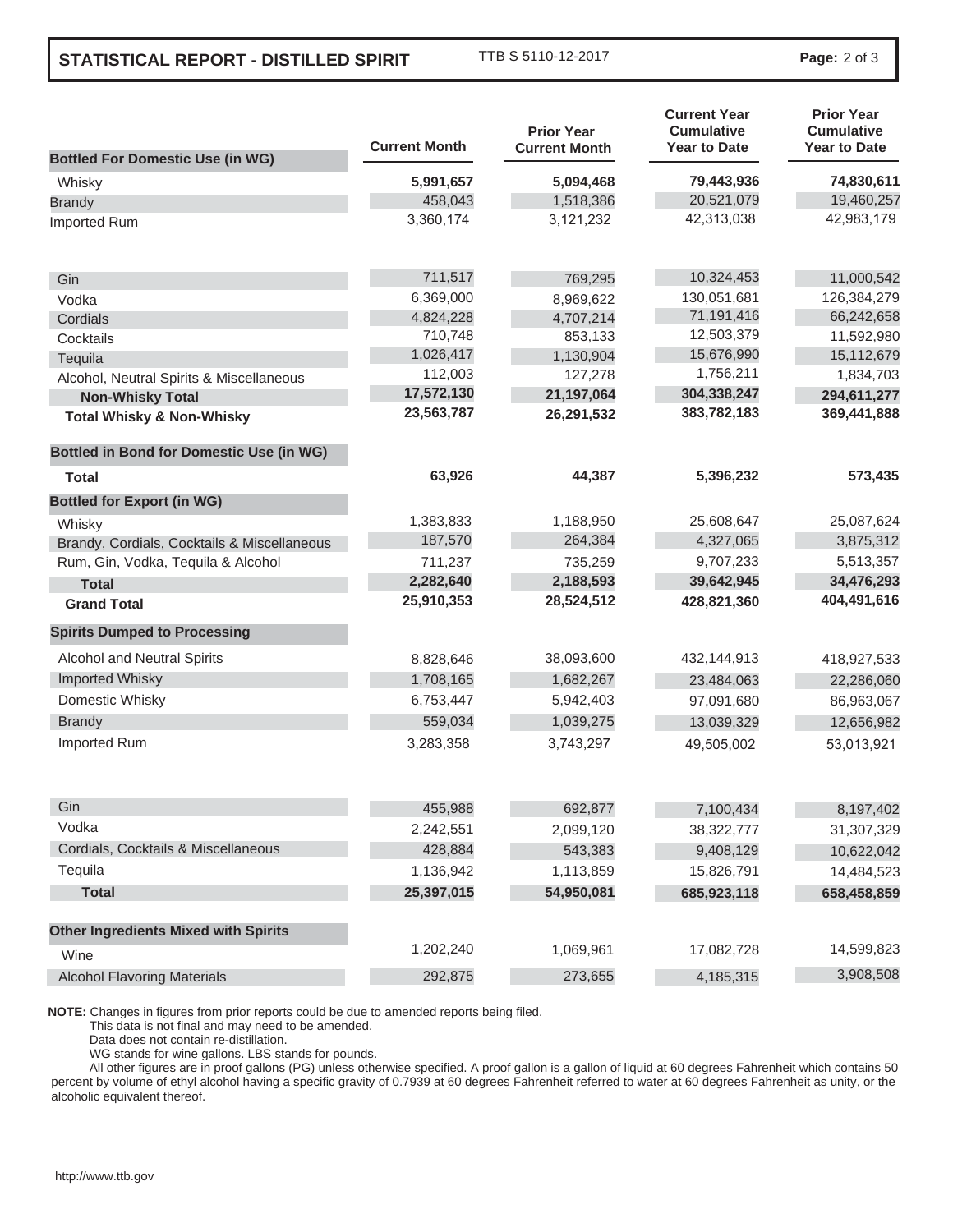## STATISTICAL REPORT - DISTILLED SPIRIT

TTB S 5110-12-2017

| Bottled For Domestic Use (in WG) | Current Month | Prior Year Current Month | Current Year Cumulative Year to Date | Prior Year Cumulative Year to Date |
|---|---|---|---|---|
| Whisky | **5,991,657** | **5,094,468** | **79,443,936** | **74,830,611** |
| Brandy | 458,043 | 1,518,386 | 20,521,079 | 19,460,257 |
| Imported Rum | 3,360,174 | 3,121,232 | 42,313,038 | 42,983,179 |
| Gin | 711,517 | 769,295 | 10,324,453 | 11,000,542 |
| Vodka | 6,369,000 | 8,969,622 | 130,051,681 | 126,384,279 |
| Cordials | 4,824,228 | 4,707,214 | 71,191,416 | 66,242,658 |
| Cocktails | 710,748 | 853,133 | 12,503,379 | 11,592,980 |
| Tequila | 1,026,417 | 1,130,904 | 15,676,990 | 15,112,679 |
| Alcohol, Neutral Spirits & Miscellaneous | 112,003 | 127,278 | 1,756,211 | 1,834,703 |
| **Non-Whisky Total** | **17,572,130** | **21,197,064** | **304,338,247** | **294,611,277** |
| **Total Whisky & Non-Whisky** | **23,563,787** | **26,291,532** | **383,782,183** | **369,441,888** |
| **Bottled in Bond for Domestic Use (in WG)** | | | | |
| **Total** | **63,926** | **44,387** | **5,396,232** | **573,435** |
| **Bottled for Export (in WG)** | | | | |
| Whisky | 1,383,833 | 1,188,950 | 25,608,647 | 25,087,624 |
| Brandy, Cordials, Cocktails & Miscellaneous | 187,570 | 264,384 | 4,327,065 | 3,875,312 |
| Rum, Gin, Vodka, Tequila & Alcohol | 711,237 | 735,259 | 9,707,233 | 5,513,357 |
| **Total** | **2,282,640** | **2,188,593** | **39,642,945** | **34,476,293** |
| **Grand Total** | **25,910,353** | **28,524,512** | **428,821,360** | **404,491,616** |
| **Spirits Dumped to Processing** | | | | |
| Alcohol and Neutral Spirits | 8,828,646 | 38,093,600 | 432,144,913 | 418,927,533 |
| Imported Whisky | 1,708,165 | 1,682,267 | 23,484,063 | 22,286,060 |
| Domestic Whisky | 6,753,447 | 5,942,403 | 97,091,680 | 86,963,067 |
| Brandy | 559,034 | 1,039,275 | 13,039,329 | 12,656,982 |
| Imported Rum | 3,283,358 | 3,743,297 | 49,505,002 | 53,013,921 |
| Gin | 455,988 | 692,877 | 7,100,434 | 8,197,402 |
| Vodka | 2,242,551 | 2,099,120 | 38,322,777 | 31,307,329 |
| Cordials, Cocktails & Miscellaneous | 428,884 | 543,383 | 9,408,129 | 10,622,042 |
| Tequila | 1,136,942 | 1,113,859 | 15,826,791 | 14,484,523 |
| **Total** | **25,397,015** | **54,950,081** | **685,923,118** | **658,458,859** |
| **Other Ingredients Mixed with Spirits** | | | | |
| Wine | 1,202,240 | 1,069,961 | 17,082,728 | 14,599,823 |
| Alcohol Flavoring Materials | 292,875 | 273,655 | 4,185,315 | 3,908,508 |

**NOTE:** Changes in figures from prior reports could be due to amended reports being filed.
This data is not final and may need to be amended.
Data does not contain re-distillation.
WG stands for wine gallons. LBS stands for pounds.
All other figures are in proof gallons (PG) unless otherwise specified. A proof gallon is a gallon of liquid at 60 degrees Fahrenheit which contains 50 percent by volume of ethyl alcohol having a specific gravity of 0.7939 at 60 degrees Fahrenheit referred to water at 60 degrees Fahrenheit as unity, or the alcoholic equivalent thereof.

http://www.ttb.gov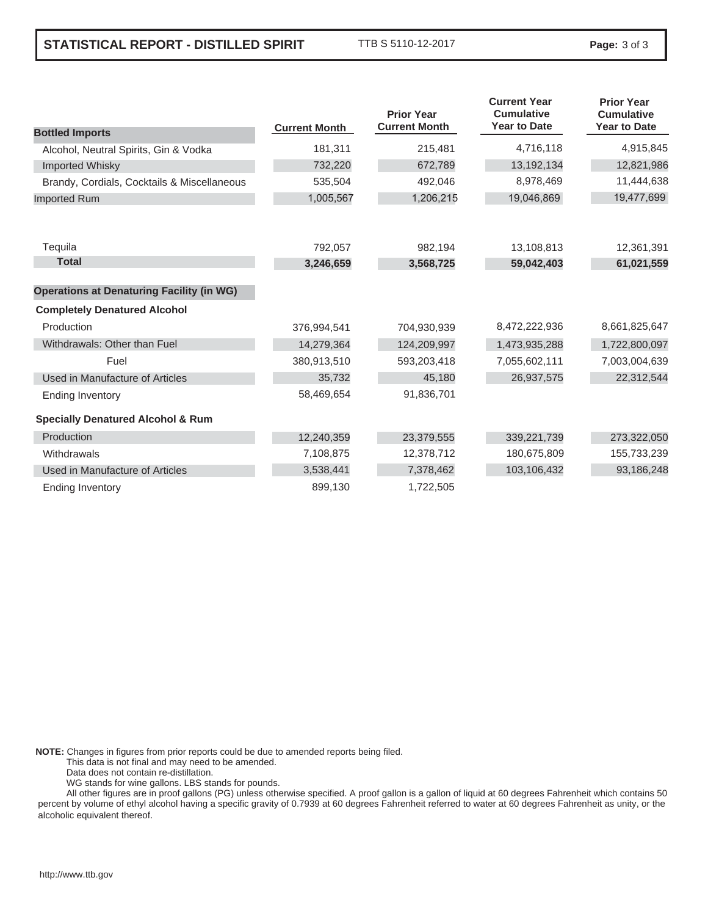# STATISTICAL REPORT - DISTILLED SPIRIT

TTB S 5110-12-2017

| Bottled Imports | Current Month | Prior Year Current Month | Current Year Cumulative Year to Date | Prior Year Cumulative Year to Date |
|---|---|---|---|---|
| Alcohol, Neutral Spirits, Gin & Vodka | 181,311 | 215,481 | 4,716,118 | 4,915,845 |
| Imported Whisky | 732,220 | 672,789 | 13,192,134 | 12,821,986 |
| Brandy, Cordials, Cocktails & Miscellaneous | 535,504 | 492,046 | 8,978,469 | 11,444,638 |
| Imported Rum | 1,005,567 | 1,206,215 | 19,046,869 | 19,477,699 |
| Tequila | 792,057 | 982,194 | 13,108,813 | 12,361,391 |
| **Total** | **3,246,659** | **3,568,725** | **59,042,403** | **61,021,559** |
| **Operations at Denaturing Facility (in WG)** | | | | |
| **Completely Denatured Alcohol** | | | | |
| Production | 376,994,541 | 704,930,939 | 8,472,222,936 | 8,661,825,647 |
| Withdrawals: Other than Fuel | 14,279,364 | 124,209,997 | 1,473,935,288 | 1,722,800,097 |
| Fuel | 380,913,510 | 593,203,418 | 7,055,602,111 | 7,003,004,639 |
| Used in Manufacture of Articles | 35,732 | 45,180 | 26,937,575 | 22,312,544 |
| Ending Inventory | 58,469,654 | 91,836,701 | | |
| **Specially Denatured Alcohol & Rum** | | | | |
| Production | 12,240,359 | 23,379,555 | 339,221,739 | 273,322,050 |
| Withdrawals | 7,108,875 | 12,378,712 | 180,675,809 | 155,733,239 |
| Used in Manufacture of Articles | 3,538,441 | 7,378,462 | 103,106,432 | 93,186,248 |
| Ending Inventory | 899,130 | 1,722,505 | | |

**NOTE:** Changes in figures from prior reports could be due to amended reports being filed.
This data is not final and may need to be amended.
Data does not contain re-distillation.
WG stands for wine gallons. LBS stands for pounds.
All other figures are in proof gallons (PG) unless otherwise specified. A proof gallon is a gallon of liquid at 60 degrees Fahrenheit which contains 50 percent by volume of ethyl alcohol having a specific gravity of 0.7939 at 60 degrees Fahrenheit referred to water at 60 degrees Fahrenheit as unity, or the alcoholic equivalent thereof.

http://www.ttb.gov